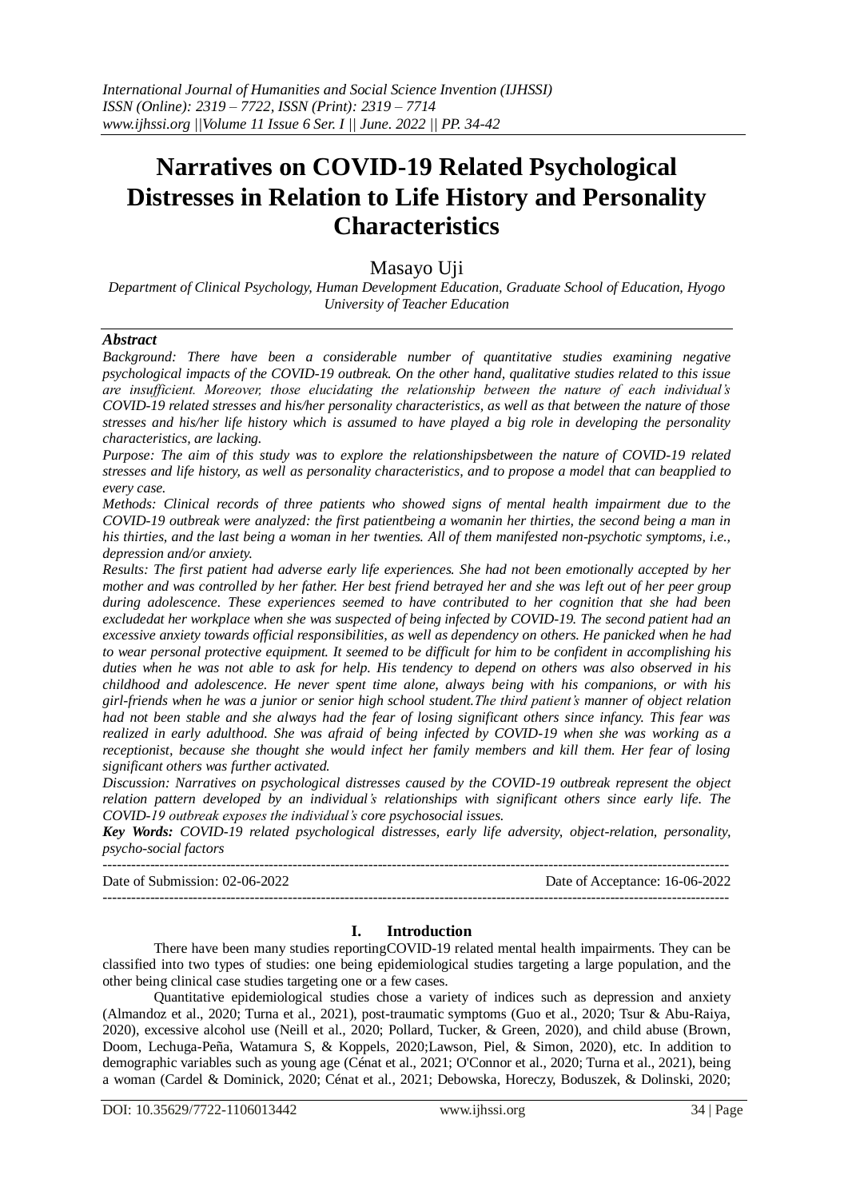# Narratives on COVID-19 Related Psychological Distresses in Relation to Life History and Personality Characteristics

Masayo Uji

*Department of Clinical Psychology, Human Development Education, Graduate School of Education, Hyogo University of Teacher Education*

***Abstract***

*Background: There have been a considerable number of quantitative studies examining negative psychological impacts of the COVID-19 outbreak. On the other hand, qualitative studies related to this issue are insufficient. Moreover, those elucidating the relationship between the nature of each individual's COVID-19 related stresses and his/her personality characteristics, as well as that between the nature of those stresses and his/her life history which is assumed to have played a big role in developing the personality characteristics, are lacking.*

*Purpose: The aim of this study was to explore the relationshipsbetween the nature of COVID-19 related stresses and life history, as well as personality characteristics, and to propose a model that can beapplied to every case.*

*Methods: Clinical records of three patients who showed signs of mental health impairment due to the COVID-19 outbreak were analyzed: the first patientbeing a womanin her thirties, the second being a man in his thirties, and the last being a woman in her twenties. All of them manifested non-psychotic symptoms, i.e., depression and/or anxiety.*

*Results: The first patient had adverse early life experiences. She had not been emotionally accepted by her mother and was controlled by her father. Her best friend betrayed her and she was left out of her peer group during adolescence. These experiences seemed to have contributed to her cognition that she had been excludedat her workplace when she was suspected of being infected by COVID-19. The second patient had an excessive anxiety towards official responsibilities, as well as dependency on others. He panicked when he had to wear personal protective equipment. It seemed to be difficult for him to be confident in accomplishing his duties when he was not able to ask for help. His tendency to depend on others was also observed in his childhood and adolescence. He never spent time alone, always being with his companions, or with his girl-friends when he was a junior or senior high school student.The third patient's manner of object relation had not been stable and she always had the fear of losing significant others since infancy. This fear was realized in early adulthood. She was afraid of being infected by COVID-19 when she was working as a receptionist, because she thought she would infect her family members and kill them. Her fear of losing significant others was further activated.*

*Discussion: Narratives on psychological distresses caused by the COVID-19 outbreak represent the object relation pattern developed by an individual's relationships with significant others since early life. The COVID-19 outbreak exposes the individual's core psychosocial issues.*

***Key Words:*** *COVID-19 related psychological distresses, early life adversity, object-relation, personality, psycho-social factors*

---

Date of Submission: 02-06-2022 Date of Acceptance: 16-06-2022

---

## I. Introduction

There have been many studies reportingCOVID-19 related mental health impairments. They can be classified into two types of studies: one being epidemiological studies targeting a large population, and the other being clinical case studies targeting one or a few cases.

Quantitative epidemiological studies chose a variety of indices such as depression and anxiety (Almandoz et al., 2020; Turna et al., 2021), post-traumatic symptoms (Guo et al., 2020; Tsur & Abu-Raiya, 2020), excessive alcohol use (Neill et al., 2020; Pollard, Tucker, & Green, 2020), and child abuse (Brown, Doom, Lechuga-Peña, Watamura S, & Koppels, 2020;Lawson, Piel, & Simon, 2020), etc. In addition to demographic variables such as young age (Cénat et al., 2021; O'Connor et al., 2020; Turna et al., 2021), being a woman (Cardel & Dominick, 2020; Cénat et al., 2021; Debowska, Horeczy, Boduszek, & Dolinski, 2020;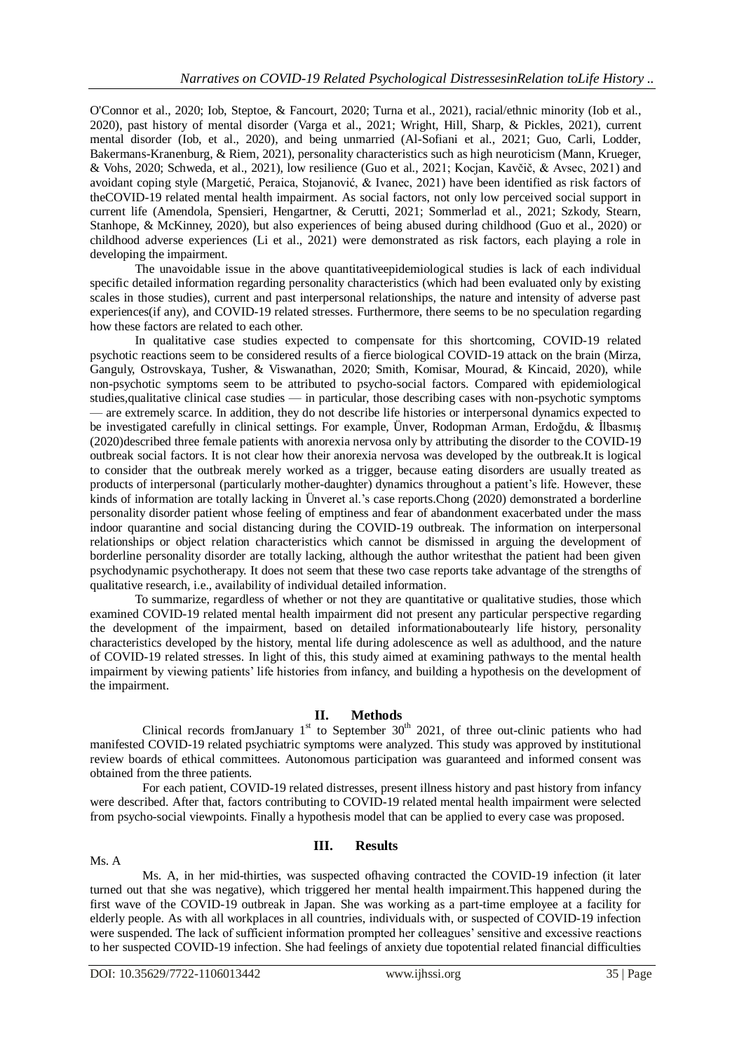O'Connor et al., 2020; Iob, Steptoe, & Fancourt, 2020; Turna et al., 2021), racial/ethnic minority (Iob et al., 2020), past history of mental disorder (Varga et al., 2021; Wright, Hill, Sharp, & Pickles, 2021), current mental disorder (Iob, et al., 2020), and being unmarried (Al-Sofiani et al., 2021; Guo, Carli, Lodder, Bakermans-Kranenburg, & Riem, 2021), personality characteristics such as high neuroticism (Mann, Krueger, & Vohs, 2020; Schweda, et al., 2021), low resilience (Guo et al., 2021; Kocjan, Kavčič, & Avsec, 2021) and avoidant coping style (Margetić, Peraica, Stojanović, & Ivanec, 2021) have been identified as risk factors of theCOVID-19 related mental health impairment. As social factors, not only low perceived social support in current life (Amendola, Spensieri, Hengartner, & Cerutti, 2021; Sommerlad et al., 2021; Szkody, Stearn, Stanhope, & McKinney, 2020), but also experiences of being abused during childhood (Guo et al., 2020) or childhood adverse experiences (Li et al., 2021) were demonstrated as risk factors, each playing a role in developing the impairment.

The unavoidable issue in the above quantitativeepidemiological studies is lack of each individual specific detailed information regarding personality characteristics (which had been evaluated only by existing scales in those studies), current and past interpersonal relationships, the nature and intensity of adverse past experiences(if any), and COVID-19 related stresses. Furthermore, there seems to be no speculation regarding how these factors are related to each other.

In qualitative case studies expected to compensate for this shortcoming, COVID-19 related psychotic reactions seem to be considered results of a fierce biological COVID-19 attack on the brain (Mirza, Ganguly, Ostrovskaya, Tusher, & Viswanathan, 2020; Smith, Komisar, Mourad, & Kincaid, 2020), while non-psychotic symptoms seem to be attributed to psycho-social factors. Compared with epidemiological studies,qualitative clinical case studies — in particular, those describing cases with non-psychotic symptoms — are extremely scarce. In addition, they do not describe life histories or interpersonal dynamics expected to be investigated carefully in clinical settings. For example, Ünver, Rodopman Arman, Erdoğdu, & İlbasmış (2020)described three female patients with anorexia nervosa only by attributing the disorder to the COVID-19 outbreak social factors. It is not clear how their anorexia nervosa was developed by the outbreak.It is logical to consider that the outbreak merely worked as a trigger, because eating disorders are usually treated as products of interpersonal (particularly mother-daughter) dynamics throughout a patient's life. However, these kinds of information are totally lacking in Ünveret al.'s case reports.Chong (2020) demonstrated a borderline personality disorder patient whose feeling of emptiness and fear of abandonment exacerbated under the mass indoor quarantine and social distancing during the COVID-19 outbreak. The information on interpersonal relationships or object relation characteristics which cannot be dismissed in arguing the development of borderline personality disorder are totally lacking, although the author writesthat the patient had been given psychodynamic psychotherapy. It does not seem that these two case reports take advantage of the strengths of qualitative research, i.e., availability of individual detailed information.

To summarize, regardless of whether or not they are quantitative or qualitative studies, those which examined COVID-19 related mental health impairment did not present any particular perspective regarding the development of the impairment, based on detailed informationaboutearly life history, personality characteristics developed by the history, mental life during adolescence as well as adulthood, and the nature of COVID-19 related stresses. In light of this, this study aimed at examining pathways to the mental health impairment by viewing patients' life histories from infancy, and building a hypothesis on the development of the impairment.

## II. Methods

Clinical records fromJanuary 1st to September 30th 2021, of three out-clinic patients who had manifested COVID-19 related psychiatric symptoms were analyzed. This study was approved by institutional review boards of ethical committees. Autonomous participation was guaranteed and informed consent was obtained from the three patients.

For each patient, COVID-19 related distresses, present illness history and past history from infancy were described. After that, factors contributing to COVID-19 related mental health impairment were selected from psycho-social viewpoints. Finally a hypothesis model that can be applied to every case was proposed.

## III. Results

Ms. A

Ms. A, in her mid-thirties, was suspected ofhaving contracted the COVID-19 infection (it later turned out that she was negative), which triggered her mental health impairment.This happened during the first wave of the COVID-19 outbreak in Japan. She was working as a part-time employee at a facility for elderly people. As with all workplaces in all countries, individuals with, or suspected of COVID-19 infection were suspended. The lack of sufficient information prompted her colleagues' sensitive and excessive reactions to her suspected COVID-19 infection. She had feelings of anxiety due topotential related financial difficulties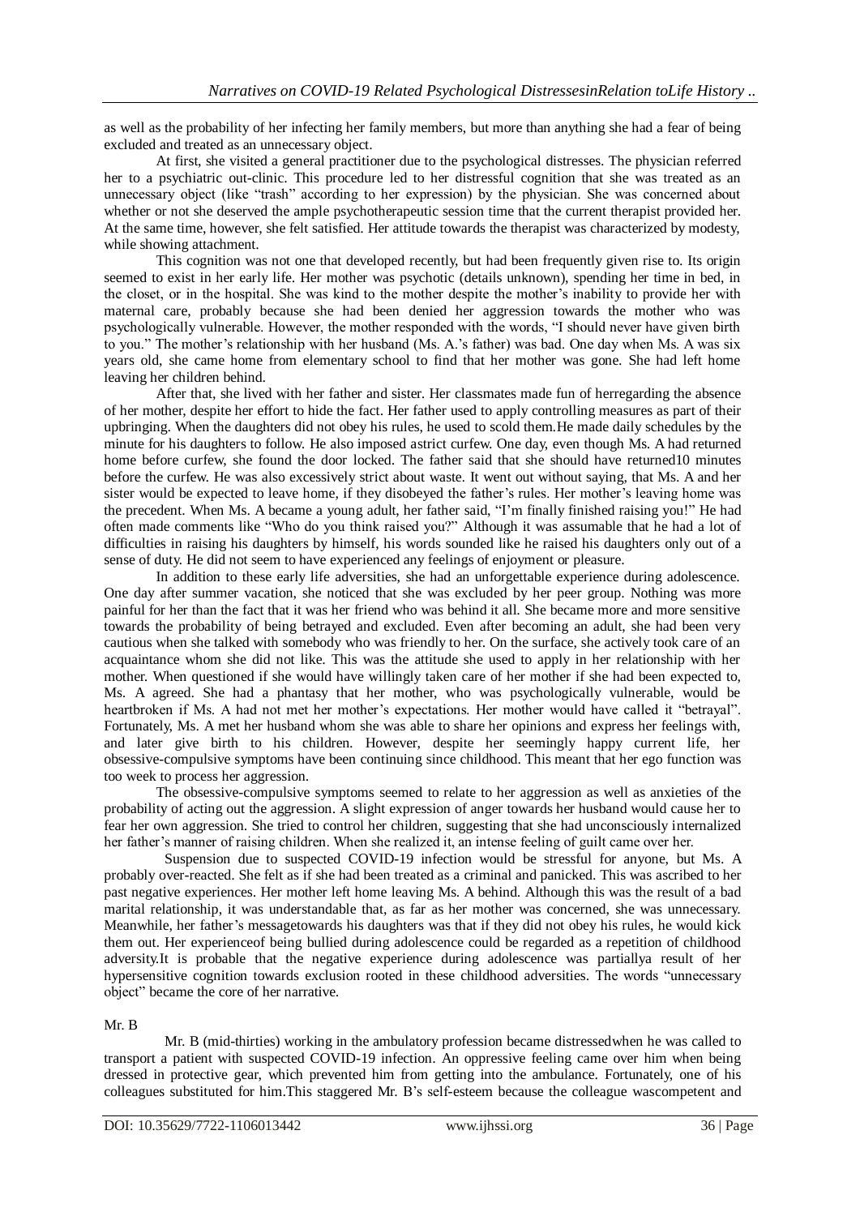as well as the probability of her infecting her family members, but more than anything she had a fear of being excluded and treated as an unnecessary object.

At first, she visited a general practitioner due to the psychological distresses. The physician referred her to a psychiatric out-clinic. This procedure led to her distressful cognition that she was treated as an unnecessary object (like "trash" according to her expression) by the physician. She was concerned about whether or not she deserved the ample psychotherapeutic session time that the current therapist provided her. At the same time, however, she felt satisfied. Her attitude towards the therapist was characterized by modesty, while showing attachment.

This cognition was not one that developed recently, but had been frequently given rise to. Its origin seemed to exist in her early life. Her mother was psychotic (details unknown), spending her time in bed, in the closet, or in the hospital. She was kind to the mother despite the mother's inability to provide her with maternal care, probably because she had been denied her aggression towards the mother who was psychologically vulnerable. However, the mother responded with the words, "I should never have given birth to you." The mother's relationship with her husband (Ms. A.'s father) was bad. One day when Ms. A was six years old, she came home from elementary school to find that her mother was gone. She had left home leaving her children behind.

After that, she lived with her father and sister. Her classmates made fun of herregarding the absence of her mother, despite her effort to hide the fact. Her father used to apply controlling measures as part of their upbringing. When the daughters did not obey his rules, he used to scold them.He made daily schedules by the minute for his daughters to follow. He also imposed astrict curfew. One day, even though Ms. A had returned home before curfew, she found the door locked. The father said that she should have returned10 minutes before the curfew. He was also excessively strict about waste. It went out without saying, that Ms. A and her sister would be expected to leave home, if they disobeyed the father's rules. Her mother's leaving home was the precedent. When Ms. A became a young adult, her father said, "I'm finally finished raising you!" He had often made comments like "Who do you think raised you?" Although it was assumable that he had a lot of difficulties in raising his daughters by himself, his words sounded like he raised his daughters only out of a sense of duty. He did not seem to have experienced any feelings of enjoyment or pleasure.

In addition to these early life adversities, she had an unforgettable experience during adolescence. One day after summer vacation, she noticed that she was excluded by her peer group. Nothing was more painful for her than the fact that it was her friend who was behind it all. She became more and more sensitive towards the probability of being betrayed and excluded. Even after becoming an adult, she had been very cautious when she talked with somebody who was friendly to her. On the surface, she actively took care of an acquaintance whom she did not like. This was the attitude she used to apply in her relationship with her mother. When questioned if she would have willingly taken care of her mother if she had been expected to, Ms. A agreed. She had a phantasy that her mother, who was psychologically vulnerable, would be heartbroken if Ms. A had not met her mother's expectations. Her mother would have called it "betrayal". Fortunately, Ms. A met her husband whom she was able to share her opinions and express her feelings with, and later give birth to his children. However, despite her seemingly happy current life, her obsessive-compulsive symptoms have been continuing since childhood. This meant that her ego function was too week to process her aggression.

The obsessive-compulsive symptoms seemed to relate to her aggression as well as anxieties of the probability of acting out the aggression. A slight expression of anger towards her husband would cause her to fear her own aggression. She tried to control her children, suggesting that she had unconsciously internalized her father's manner of raising children. When she realized it, an intense feeling of guilt came over her.

Suspension due to suspected COVID-19 infection would be stressful for anyone, but Ms. A probably over-reacted. She felt as if she had been treated as a criminal and panicked. This was ascribed to her past negative experiences. Her mother left home leaving Ms. A behind. Although this was the result of a bad marital relationship, it was understandable that, as far as her mother was concerned, she was unnecessary. Meanwhile, her father's messagetowards his daughters was that if they did not obey his rules, he would kick them out. Her experienceof being bullied during adolescence could be regarded as a repetition of childhood adversity.It is probable that the negative experience during adolescence was partiallya result of her hypersensitive cognition towards exclusion rooted in these childhood adversities. The words "unnecessary object" became the core of her narrative.

### Mr. B

Mr. B (mid-thirties) working in the ambulatory profession became distressedwhen he was called to transport a patient with suspected COVID-19 infection. An oppressive feeling came over him when being dressed in protective gear, which prevented him from getting into the ambulance. Fortunately, one of his colleagues substituted for him.This staggered Mr. B's self-esteem because the colleague wascompetent and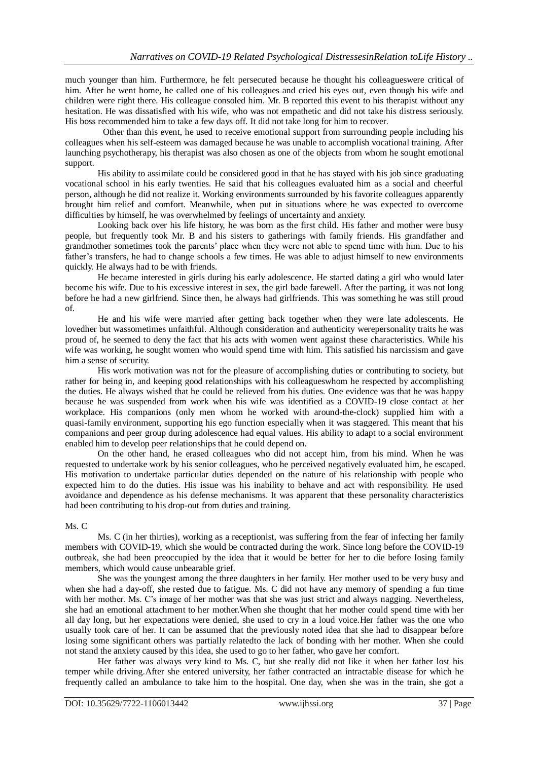much younger than him. Furthermore, he felt persecuted because he thought his colleagueswere critical of him. After he went home, he called one of his colleagues and cried his eyes out, even though his wife and children were right there. His colleague consoled him. Mr. B reported this event to his therapist without any hesitation. He was dissatisfied with his wife, who was not empathetic and did not take his distress seriously. His boss recommended him to take a few days off. It did not take long for him to recover.

Other than this event, he used to receive emotional support from surrounding people including his colleagues when his self-esteem was damaged because he was unable to accomplish vocational training. After launching psychotherapy, his therapist was also chosen as one of the objects from whom he sought emotional support.

His ability to assimilate could be considered good in that he has stayed with his job since graduating vocational school in his early twenties. He said that his colleagues evaluated him as a social and cheerful person, although he did not realize it. Working environments surrounded by his favorite colleagues apparently brought him relief and comfort. Meanwhile, when put in situations where he was expected to overcome difficulties by himself, he was overwhelmed by feelings of uncertainty and anxiety.

Looking back over his life history, he was born as the first child. His father and mother were busy people, but frequently took Mr. B and his sisters to gatherings with family friends. His grandfather and grandmother sometimes took the parents' place when they were not able to spend time with him. Due to his father's transfers, he had to change schools a few times. He was able to adjust himself to new environments quickly. He always had to be with friends.

He became interested in girls during his early adolescence. He started dating a girl who would later become his wife. Due to his excessive interest in sex, the girl bade farewell. After the parting, it was not long before he had a new girlfriend. Since then, he always had girlfriends. This was something he was still proud of.

He and his wife were married after getting back together when they were late adolescents. He lovedher but wassometimes unfaithful. Although consideration and authenticity werepersonality traits he was proud of, he seemed to deny the fact that his acts with women went against these characteristics. While his wife was working, he sought women who would spend time with him. This satisfied his narcissism and gave him a sense of security.

His work motivation was not for the pleasure of accomplishing duties or contributing to society, but rather for being in, and keeping good relationships with his colleagueswhom he respected by accomplishing the duties. He always wished that he could be relieved from his duties. One evidence was that he was happy because he was suspended from work when his wife was identified as a COVID-19 close contact at her workplace. His companions (only men whom he worked with around-the-clock) supplied him with a quasi-family environment, supporting his ego function especially when it was staggered. This meant that his companions and peer group during adolescence had equal values. His ability to adapt to a social environment enabled him to develop peer relationships that he could depend on.

On the other hand, he erased colleagues who did not accept him, from his mind. When he was requested to undertake work by his senior colleagues, who he perceived negatively evaluated him, he escaped. His motivation to undertake particular duties depended on the nature of his relationship with people who expected him to do the duties. His issue was his inability to behave and act with responsibility. He used avoidance and dependence as his defense mechanisms. It was apparent that these personality characteristics had been contributing to his drop-out from duties and training.

Ms. C

Ms. C (in her thirties), working as a receptionist, was suffering from the fear of infecting her family members with COVID-19, which she would be contracted during the work. Since long before the COVID-19 outbreak, she had been preoccupied by the idea that it would be better for her to die before losing family members, which would cause unbearable grief.

She was the youngest among the three daughters in her family. Her mother used to be very busy and when she had a day-off, she rested due to fatigue. Ms. C did not have any memory of spending a fun time with her mother. Ms. C's image of her mother was that she was just strict and always nagging. Nevertheless, she had an emotional attachment to her mother.When she thought that her mother could spend time with her all day long, but her expectations were denied, she used to cry in a loud voice.Her father was the one who usually took care of her. It can be assumed that the previously noted idea that she had to disappear before losing some significant others was partially relatedto the lack of bonding with her mother. When she could not stand the anxiety caused by this idea, she used to go to her father, who gave her comfort.

Her father was always very kind to Ms. C, but she really did not like it when her father lost his temper while driving.After she entered university, her father contracted an intractable disease for which he frequently called an ambulance to take him to the hospital. One day, when she was in the train, she got a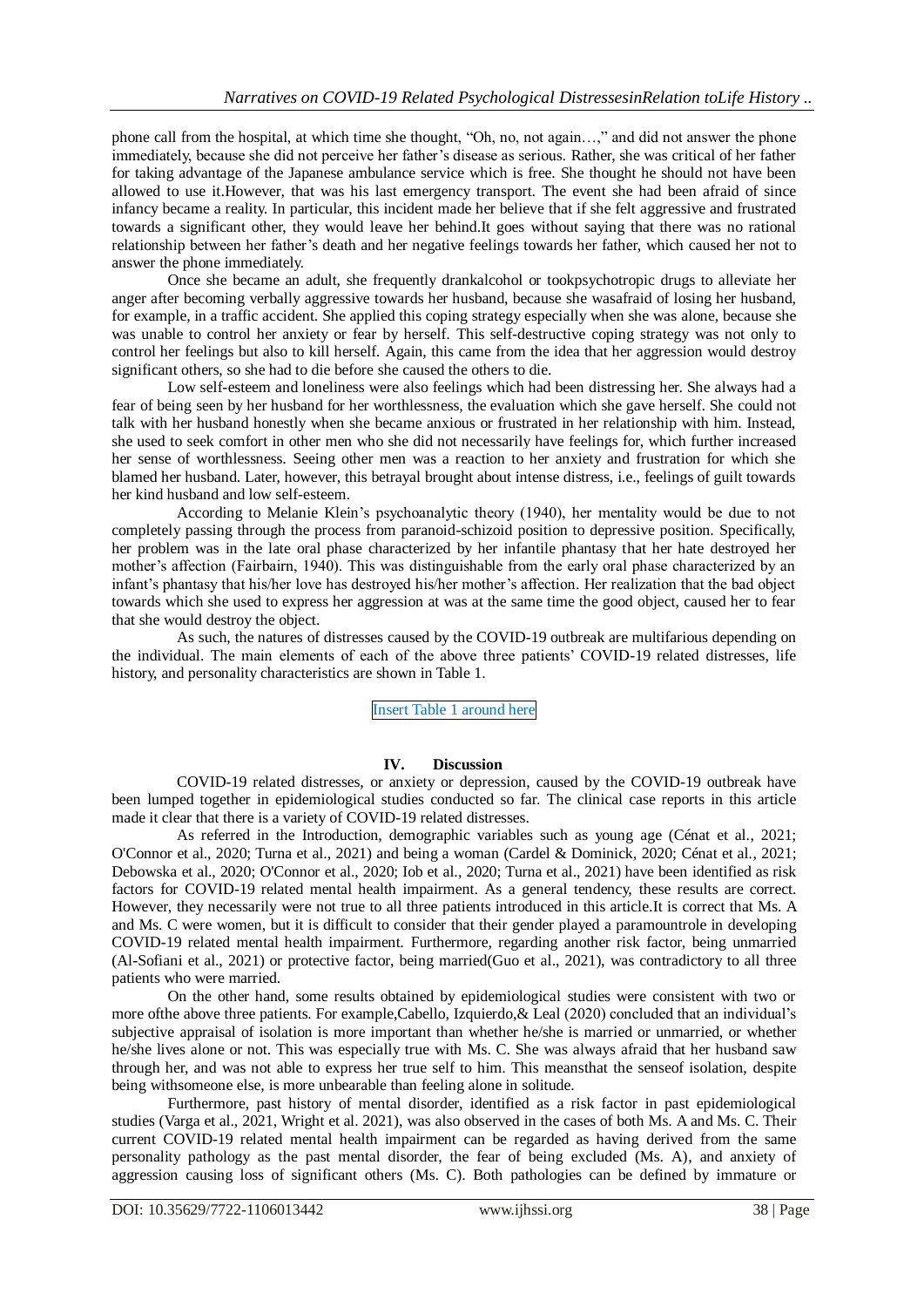phone call from the hospital, at which time she thought, "Oh, no, not again…," and did not answer the phone immediately, because she did not perceive her father's disease as serious. Rather, she was critical of her father for taking advantage of the Japanese ambulance service which is free. She thought he should not have been allowed to use it.However, that was his last emergency transport. The event she had been afraid of since infancy became a reality. In particular, this incident made her believe that if she felt aggressive and frustrated towards a significant other, they would leave her behind.It goes without saying that there was no rational relationship between her father's death and her negative feelings towards her father, which caused her not to answer the phone immediately.

Once she became an adult, she frequently drankalcohol or tookpsychotropic drugs to alleviate her anger after becoming verbally aggressive towards her husband, because she wasafraid of losing her husband, for example, in a traffic accident. She applied this coping strategy especially when she was alone, because she was unable to control her anxiety or fear by herself. This self-destructive coping strategy was not only to control her feelings but also to kill herself. Again, this came from the idea that her aggression would destroy significant others, so she had to die before she caused the others to die.

Low self-esteem and loneliness were also feelings which had been distressing her. She always had a fear of being seen by her husband for her worthlessness, the evaluation which she gave herself. She could not talk with her husband honestly when she became anxious or frustrated in her relationship with him. Instead, she used to seek comfort in other men who she did not necessarily have feelings for, which further increased her sense of worthlessness. Seeing other men was a reaction to her anxiety and frustration for which she blamed her husband. Later, however, this betrayal brought about intense distress, i.e., feelings of guilt towards her kind husband and low self-esteem.

According to Melanie Klein's psychoanalytic theory (1940), her mentality would be due to not completely passing through the process from paranoid-schizoid position to depressive position. Specifically, her problem was in the late oral phase characterized by her infantile phantasy that her hate destroyed her mother's affection (Fairbairn, 1940). This was distinguishable from the early oral phase characterized by an infant's phantasy that his/her love has destroyed his/her mother's affection. Her realization that the bad object towards which she used to express her aggression at was at the same time the good object, caused her to fear that she would destroy the object.

As such, the natures of distresses caused by the COVID-19 outbreak are multifarious depending on the individual. The main elements of each of the above three patients' COVID-19 related distresses, life history, and personality characteristics are shown in Table 1.

Insert Table 1 around here

## IV. Discussion

COVID-19 related distresses, or anxiety or depression, caused by the COVID-19 outbreak have been lumped together in epidemiological studies conducted so far. The clinical case reports in this article made it clear that there is a variety of COVID-19 related distresses.

As referred in the Introduction, demographic variables such as young age (Cénat et al., 2021; O'Connor et al., 2020; Turna et al., 2021) and being a woman (Cardel & Dominick, 2020; Cénat et al., 2021; Debowska et al., 2020; O'Connor et al., 2020; Iob et al., 2020; Turna et al., 2021) have been identified as risk factors for COVID-19 related mental health impairment. As a general tendency, these results are correct. However, they necessarily were not true to all three patients introduced in this article.It is correct that Ms. A and Ms. C were women, but it is difficult to consider that their gender played a paramountrole in developing COVID-19 related mental health impairment. Furthermore, regarding another risk factor, being unmarried (Al-Sofiani et al., 2021) or protective factor, being married(Guo et al., 2021), was contradictory to all three patients who were married.

On the other hand, some results obtained by epidemiological studies were consistent with two or more ofthe above three patients. For example,Cabello, Izquierdo,& Leal (2020) concluded that an individual's subjective appraisal of isolation is more important than whether he/she is married or unmarried, or whether he/she lives alone or not. This was especially true with Ms. C. She was always afraid that her husband saw through her, and was not able to express her true self to him. This meansthat the senseof isolation, despite being withsomeone else, is more unbearable than feeling alone in solitude.

Furthermore, past history of mental disorder, identified as a risk factor in past epidemiological studies (Varga et al., 2021, Wright et al. 2021), was also observed in the cases of both Ms. A and Ms. C. Their current COVID-19 related mental health impairment can be regarded as having derived from the same personality pathology as the past mental disorder, the fear of being excluded (Ms. A), and anxiety of aggression causing loss of significant others (Ms. C). Both pathologies can be defined by immature or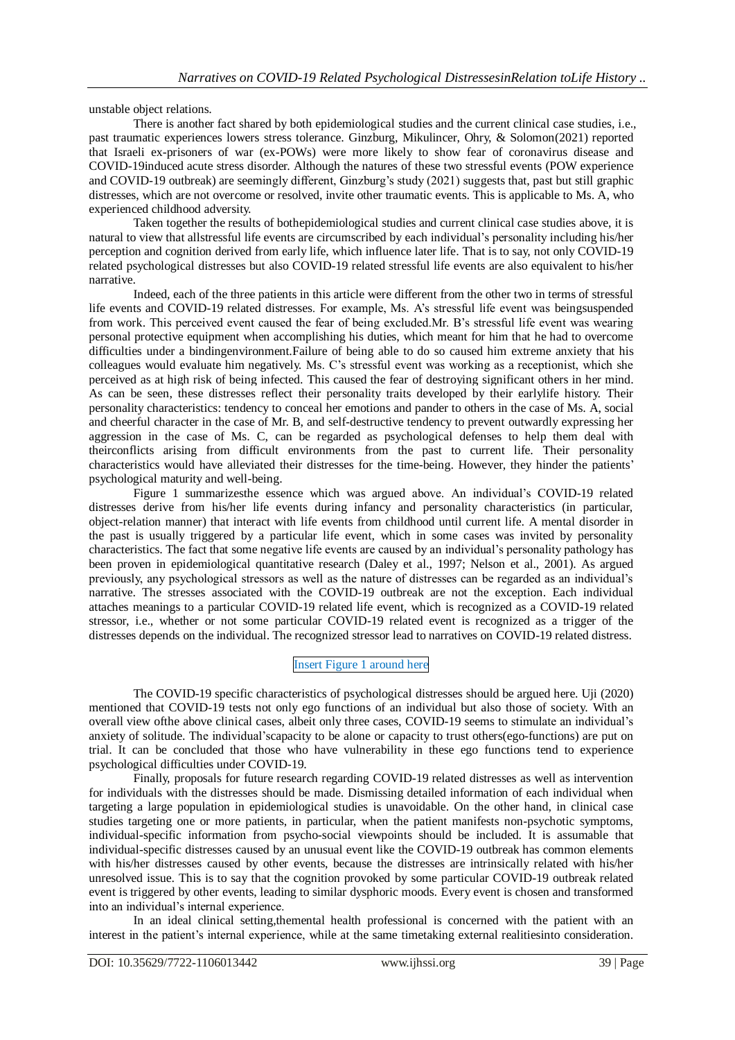unstable object relations.

There is another fact shared by both epidemiological studies and the current clinical case studies, i.e., past traumatic experiences lowers stress tolerance. Ginzburg, Mikulincer, Ohry, & Solomon(2021) reported that Israeli ex-prisoners of war (ex-POWs) were more likely to show fear of coronavirus disease and COVID-19induced acute stress disorder. Although the natures of these two stressful events (POW experience and COVID-19 outbreak) are seemingly different, Ginzburg's study (2021) suggests that, past but still graphic distresses, which are not overcome or resolved, invite other traumatic events. This is applicable to Ms. A, who experienced childhood adversity.

Taken together the results of bothepidemiological studies and current clinical case studies above, it is natural to view that allstressful life events are circumscribed by each individual's personality including his/her perception and cognition derived from early life, which influence later life. That is to say, not only COVID-19 related psychological distresses but also COVID-19 related stressful life events are also equivalent to his/her narrative.

Indeed, each of the three patients in this article were different from the other two in terms of stressful life events and COVID-19 related distresses. For example, Ms. A's stressful life event was beingsuspended from work. This perceived event caused the fear of being excluded.Mr. B's stressful life event was wearing personal protective equipment when accomplishing his duties, which meant for him that he had to overcome difficulties under a bindingenvironment.Failure of being able to do so caused him extreme anxiety that his colleagues would evaluate him negatively. Ms. C's stressful event was working as a receptionist, which she perceived as at high risk of being infected. This caused the fear of destroying significant others in her mind. As can be seen, these distresses reflect their personality traits developed by their earlylife history. Their personality characteristics: tendency to conceal her emotions and pander to others in the case of Ms. A, social and cheerful character in the case of Mr. B, and self-destructive tendency to prevent outwardly expressing her aggression in the case of Ms. C, can be regarded as psychological defenses to help them deal with theirconflicts arising from difficult environments from the past to current life. Their personality characteristics would have alleviated their distresses for the time-being. However, they hinder the patients' psychological maturity and well-being.

Figure 1 summarizesthe essence which was argued above. An individual's COVID-19 related distresses derive from his/her life events during infancy and personality characteristics (in particular, object-relation manner) that interact with life events from childhood until current life. A mental disorder in the past is usually triggered by a particular life event, which in some cases was invited by personality characteristics. The fact that some negative life events are caused by an individual's personality pathology has been proven in epidemiological quantitative research (Daley et al., 1997; Nelson et al., 2001). As argued previously, any psychological stressors as well as the nature of distresses can be regarded as an individual's narrative. The stresses associated with the COVID-19 outbreak are not the exception. Each individual attaches meanings to a particular COVID-19 related life event, which is recognized as a COVID-19 related stressor, i.e., whether or not some particular COVID-19 related event is recognized as a trigger of the distresses depends on the individual. The recognized stressor lead to narratives on COVID-19 related distress.

Insert Figure 1 around here

The COVID-19 specific characteristics of psychological distresses should be argued here. Uji (2020) mentioned that COVID-19 tests not only ego functions of an individual but also those of society. With an overall view ofthe above clinical cases, albeit only three cases, COVID-19 seems to stimulate an individual's anxiety of solitude. The individual'scapacity to be alone or capacity to trust others(ego-functions) are put on trial. It can be concluded that those who have vulnerability in these ego functions tend to experience psychological difficulties under COVID-19.

Finally, proposals for future research regarding COVID-19 related distresses as well as intervention for individuals with the distresses should be made. Dismissing detailed information of each individual when targeting a large population in epidemiological studies is unavoidable. On the other hand, in clinical case studies targeting one or more patients, in particular, when the patient manifests non-psychotic symptoms, individual-specific information from psycho-social viewpoints should be included. It is assumable that individual-specific distresses caused by an unusual event like the COVID-19 outbreak has common elements with his/her distresses caused by other events, because the distresses are intrinsically related with his/her unresolved issue. This is to say that the cognition provoked by some particular COVID-19 outbreak related event is triggered by other events, leading to similar dysphoric moods. Every event is chosen and transformed into an individual's internal experience.

In an ideal clinical setting,thementai health professional is concerned with the patient with an interest in the patient's internal experience, while at the same timetaking external realitiesinto consideration.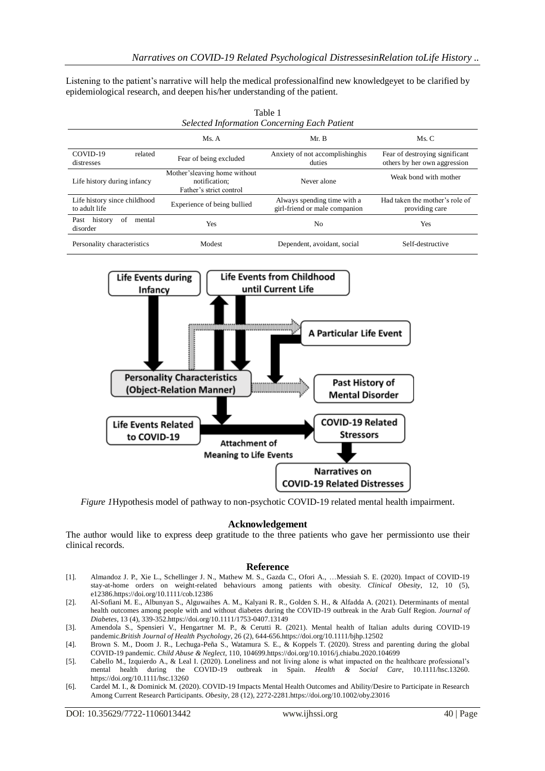Listening to the patient's narrative will help the medical professionalfind new knowledgeyet to be clarified by epidemiological research, and deepen his/her understanding of the patient.

Table 1
*Selected Information Concerning Each Patient*

| | Ms. A | Mr. B | Ms. C |
|---|---|---|---|
| COVID-19 related distresses | Fear of being excluded | Anxiety of not accomplishinghis duties | Fear of destroying significant others by her own aggression |
| Life history during infancy | Mother'sleaving home without notification; Father's strict control | Never alone | Weak bond with mother |
| Life history since childhood to adult life | Experience of being bullied | Always spending time with a girl-friend or male companion | Had taken the mother's role of providing care |
| Past history of mental disorder | Yes | No | Yes |
| Personality characteristics | Modest | Dependent, avoidant, social | Self-destructive |

*Figure 1*Hypothesis model of pathway to non-psychotic COVID-19 related mental health impairment.

## Acknowledgement

The author would like to express deep gratitude to the three patients who gave her permissionto use their clinical records.

## Reference

[1]. Almandoz J. P., Xie L., Schellinger J. N., Mathew M. S., Gazda C., Ofori A., …Messiah S. E. (2020). Impact of COVID-19 stay-at-home orders on weight-related behaviours among patients with obesity. *Clinical Obesity*, 12, 10 (5), e12386.https://doi.org/10.1111/cob.12386

[2]. Al-Sofiani M. E., Albunyan S., Alguwaihes A. M., Kalyani R. R., Golden S. H., & Alfadda A. (2021). Determinants of mental health outcomes among people with and without diabetes during the COVID-19 outbreak in the Arab Gulf Region. *Journal of Diabetes*, 13 (4), 339-352.https://doi.org/10.1111/1753-0407.13149

[3]. Amendola S., Spensieri V., Hengartner M. P., & Cerutti R. (2021). Mental health of Italian adults during COVID-19 pandemic.*British Journal of Health Psychology*, 26 (2), 644-656.https://doi.org/10.1111/bjhp.12502

[4]. Brown S. M., Doom J. R., Lechuga-Peña S., Watamura S. E., & Koppels T. (2020). Stress and parenting during the global COVID-19 pandemic. *Child Abuse & Neglect*, 110, 104699.https://doi.org/10.1016/j.chiabu.2020.104699

[5]. Cabello M., Izquierdo A., & Leal I. (2020). Loneliness and not living alone is what impacted on the healthcare professional's mental health during the COVID-19 outbreak in Spain. *Health & Social Care*, 10.1111/hsc.13260. https://doi.org/10.1111/hsc.13260

[6]. Cardel M. I., & Dominick M. (2020). COVID-19 Impacts Mental Health Outcomes and Ability/Desire to Participate in Research Among Current Research Participants. *Obesity*, 28 (12), 2272-2281.https://doi.org/10.1002/oby.23016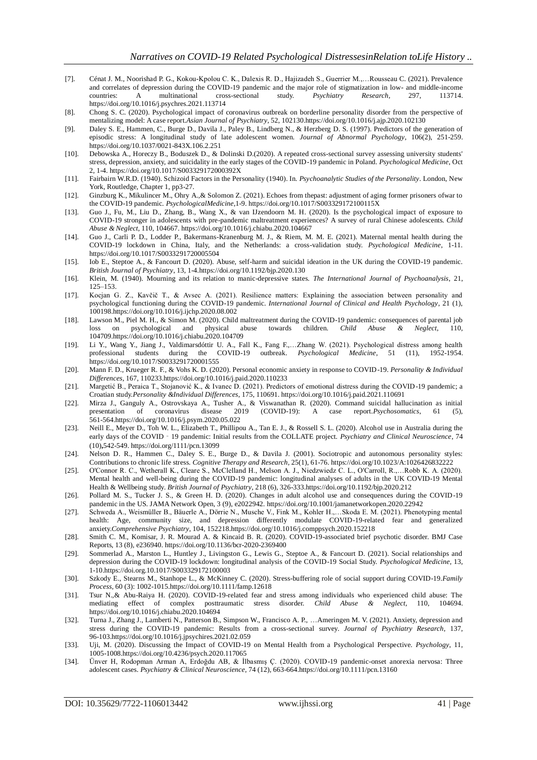[7]. Cénat J. M., Noorishad P. G., Kokou-Kpolou C. K., Dalexis R. D., Hajizadeh S., Guerrier M.,…Rousseau C. (2021). Prevalence and correlates of depression during the COVID-19 pandemic and the major role of stigmatization in low- and middle-income countries: A multinational cross-sectional study. *Psychiatry Research*, 297, 113714. https://doi.org/10.1016/j.psychres.2021.113714

[8]. Chong S. C. (2020). Psychological impact of coronavirus outbreak on borderline personality disorder from the perspective of mentalizing model: A case report.*Asian Journal of Psychiatry*, 52, 102130.https://doi.org/10.1016/j.ajp.2020.102130

[9]. Daley S. E., Hammen, C., Burge D., Davila J., Paley B., Lindberg N., & Herzberg D. S. (1997). Predictors of the generation of episodic stress: A longitudinal study of late adolescent women. *Journal of Abnormal Psychology*, 106(2), 251-259. https://doi.org/10.1037/0021-843X.106.2.251

[10]. Debowska A., Horeczy B., Boduszek D., & Dolinski D.(2020). A repeated cross-sectional survey assessing university students' stress, depression, anxiety, and suicidality in the early stages of the COVID-19 pandemic in Poland. *Psychological Medicine*, Oct 2, 1-4. https://doi.org/10.1017/S003329172000392X

[11]. Fairbairn W.R.D. (1940). Schizoid Factors in the Personality (1940). In. *Psychoanalytic Studies of the Personality*. London, New York, Routledge, Chapter 1, pp3-27.

[12]. Ginzburg K., Mikulincer M., Ohry A.,& Solomon Z. (2021). Echoes from thepast: adjustment of aging former prisoners ofwar to the COVID-19 pandemic. *PsychologicalMedicine*,1-9. https://doi.org/10.1017/S003329172100115X

[13]. Guo J., Fu, M., Liu D., Zhang, B., Wang X., & van IJzendoorn M. H. (2020). Is the psychological impact of exposure to COVID-19 stronger in adolescents with pre-pandemic maltreatment experiences? A survey of rural Chinese adolescents. *Child Abuse & Neglect*, 110, 104667. https://doi.org/10.1016/j.chiabu.2020.104667

[14]. Guo J., Carli P. D., Lodder P., Bakermans-Kranenburg M. J., & Riem, M. M. E. (2021). Maternal mental health during the COVID-19 lockdown in China, Italy, and the Netherlands: a cross-validation study. *Psychological Medicine*, 1-11. https://doi.org/10.1017/S0033291720005504

[15]. Iob E., Steptoe A., & Fancourt D. (2020). Abuse, self-harm and suicidal ideation in the UK during the COVID-19 pandemic. *British Journal of Psychiatry*, 13, 1-4.https://doi.org/10.1192/bjp.2020.130

[16]. Klein, M. (1940). Mourning and its relation to manic-depressive states. *The International Journal of Psychoanalysis*, 21, 125–153.

[17]. Kocjan G. Z., Kavčič T., & Avsec A. (2021). Resilience matters: Explaining the association between personality and psychological functioning during the COVID-19 pandemic. *International Journal of Clinical and Health Psychology*, 21 (1), 100198.https://doi.org/10.1016/j.ijchp.2020.08.002

[18]. Lawson M., Piel M. H., & Simon M. (2020). Child maltreatment during the COVID-19 pandemic: consequences of parental job loss on psychological and physical abuse towards children. *Child Abuse & Neglect*, 110, 104709.https://doi.org/10.1016/j.chiabu.2020.104709

[19]. Li Y., Wang Y., Jiang J., Valdimarsdóttir U. A., Fall K., Fang F.,…Zhang W. (2021). Psychological distress among health professional students during the COVID-19 outbreak. *Psychological Medicine*, 51 (11), 1952-1954. https://doi.org/10.1017/S0033291720001555

[20]. Mann F. D., Krueger R. F., & Vohs K. D. (2020). Personal economic anxiety in response to COVID-19. *Personality & Individual Differences*, 167, 110233.https://doi.org/10.1016/j.paid.2020.110233

[21]. Margetić B., Peraica T., Stojanović K., & Ivanec D. (2021). Predictors of emotional distress during the COVID-19 pandemic; a Croatian study.*Personality &Individual Differences*, 175, 110691. https://doi.org/10.1016/j.paid.2021.110691

[22]. Mirza J., Ganguly A., Ostrovskaya A., Tusher A., & Viswanathan R. (2020). Command suicidal hallucination as initial presentation of coronavirus disease 2019 (COVID-19): A case report.*Psychosomatics*, 61 (5), 561-564.https://doi.org/10.1016/j.psym.2020.05.022

[23]. Neill E., Meyer D., Toh W. L., Elizabeth T., Phillipou A., Tan E. J., & Rossell S. L. (2020). Alcohol use in Australia during the early days of the COVID‐19 pandemic: Initial results from the COLLATE project. *Psychiatry and Clinical Neuroscience*, 74 (10)**,**542-549. https://doi.org/1111/pcn.13099

[24]. Nelson D. R., Hammen C., Daley S. E., Burge D., & Davila J. (2001). Sociotropic and autonomous personality styles: Contributions to chronic life stress. *Cognitive Therapy and Research*, 25(1), 61-76. https://doi.org/10.1023/A:1026426832222

[25]. O'Connor R. C., Wetherall K., Cleare S., McClelland H., Melson A. J., Niedzwiedz C. L., O'Carroll, R.,…Robb K. A. (2020). Mental health and well-being during the COVID-19 pandemic: longitudinal analyses of adults in the UK COVID-19 Mental Health & Wellbeing study. *British Journal of Psychiatry*, 218 (6), 326-333.https://doi.org/10.1192/bjp.2020.212

[26]. Pollard M. S., Tucker J. S., & Green H. D. (2020). Changes in adult alcohol use and consequences during the COVID-19 pandemic in the US. JAMA Network Open, 3 (9), e2022942. https://doi.org/10.1001/jamanetworkopen.2020.22942

[27]. Schweda A., Weismüller B., Bäuerle A., Dörrie N., Musche V., Fink M., Kohler H.,…Skoda E. M. (2021). Phenotyping mental health: Age, community size, and depression differently modulate COVID-19-related fear and generalized anxiety.*Comprehensive Psychiatry*, 104, 152218.https://doi.org/10.1016/j.comppsych.2020.152218

[28]. Smith C. M., Komisar, J. R. Mourad A. & Kincaid B. R. (2020). COVID-19-associated brief psychotic disorder. BMJ Case Reports, 13 (8), e236940. https://doi.org/10.1136/bcr-2020-2369400

[29]. Sommerlad A., Marston L., Huntley J., Livingston G., Lewis G., Steptoe A., & Fancourt D. (2021). Social relationships and depression during the COVID-19 lockdown: longitudinal analysis of the COVID-19 Social Study. *Psychological Medicine*, 13, 1-10.https://doi.org.10.1017/S003329172100003

[30]. Szkody E., Stearns M., Stanhope L., & McKinney C. (2020). Stress-buffering role of social support during COVID-19.*Family Process*, 60 (3): 1002-1015.https://doi.org/10.1111/famp.12618

[31]. Tsur N.,& Abu-Raiya H. (2020). COVID-19-related fear and stress among individuals who experienced child abuse: The mediating effect of complex posttraumatic stress disorder. *Child Abuse & Neglect*, 110, 104694. https://doi.org/10.1016/j.chiabu.2020.104694

[32]. Turna J., Zhang J., Lamberti N., Patterson B., Simpson W., Francisco A. P., …Ameringen M. V. (2021). Anxiety, depression and stress during the COVID-19 pandemic: Results from a cross-sectional survey. *Journal of Psychiatry Research*, 137, 96-103.https://doi.org/10.1016/j.jpsychires.2021.02.059

[33]. Uji, M. (2020). Discussing the Impact of COVID-19 on Mental Health from a Psychological Perspective. *Psychology*, 11, 1005-1008.https://doi.org/10.4236/psych.2020.117065

[34]. Ünver H, Rodopman Arman A, Erdoğdu AB, & İlbasmış Ç. (2020). COVID-19 pandemic-onset anorexia nervosa: Three adolescent cases. *Psychiatry & Clinical Neuroscience*, 74 (12), 663-664.https://doi.org/10.1111/pcn.13160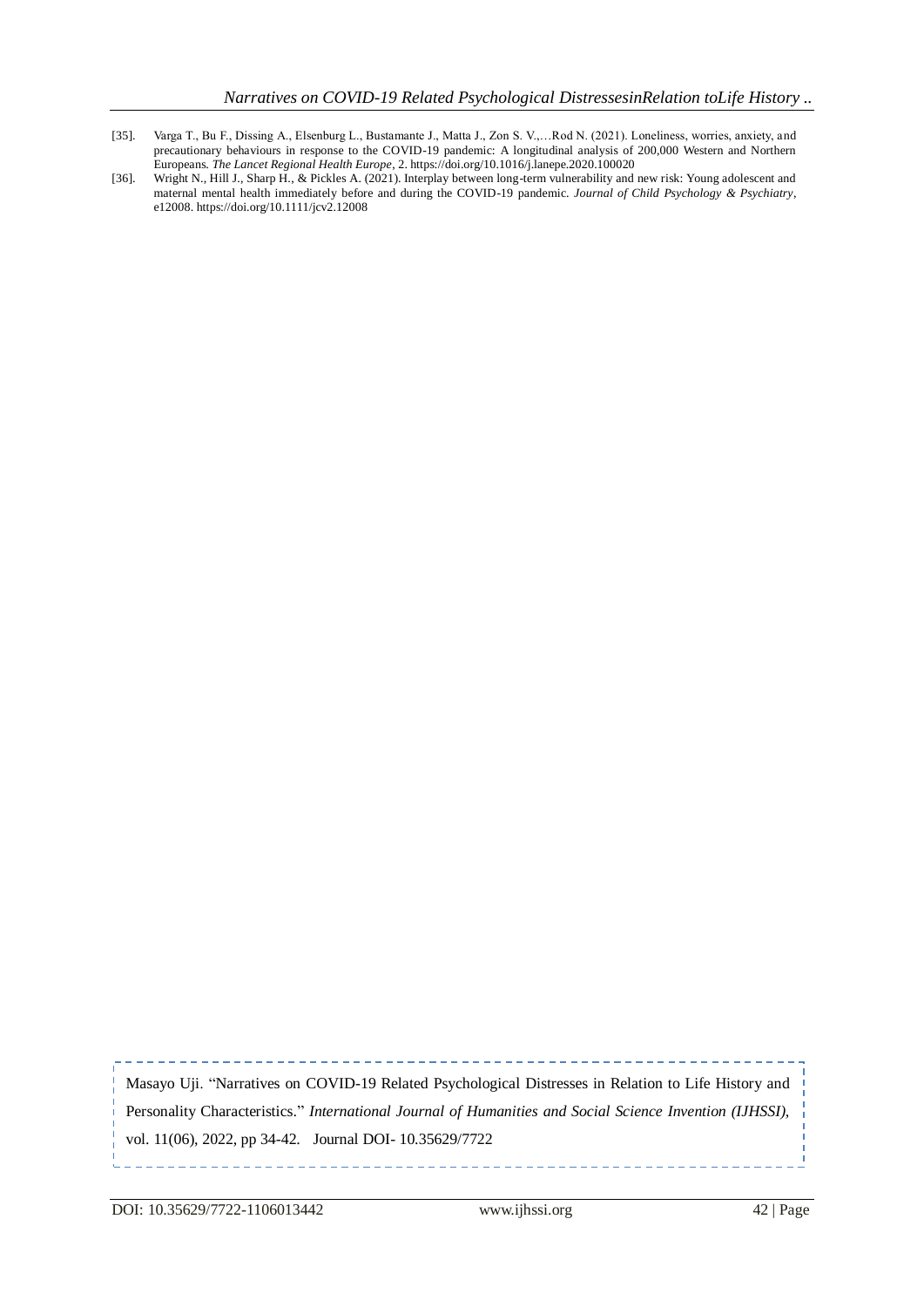[35]. Varga T., Bu F., Dissing A., Elsenburg L., Bustamante J., Matta J., Zon S. V.,…Rod N. (2021). Loneliness, worries, anxiety, and precautionary behaviours in response to the COVID-19 pandemic: A longitudinal analysis of 200,000 Western and Northern Europeans. *The Lancet Regional Health Europe*, 2. https://doi.org/10.1016/j.lanepe.2020.100020

[36]. Wright N., Hill J., Sharp H., & Pickles A. (2021). Interplay between long-term vulnerability and new risk: Young adolescent and maternal mental health immediately before and during the COVID-19 pandemic. *Journal of Child Psychology & Psychiatry*, e12008. https://doi.org/10.1111/jcv2.12008

Masayo Uji. "Narratives on COVID-19 Related Psychological Distresses in Relation to Life History and Personality Characteristics." *International Journal of Humanities and Social Science Invention (IJHSSI),* vol. 11(06), 2022, pp 34-42. Journal DOI- 10.35629/7722